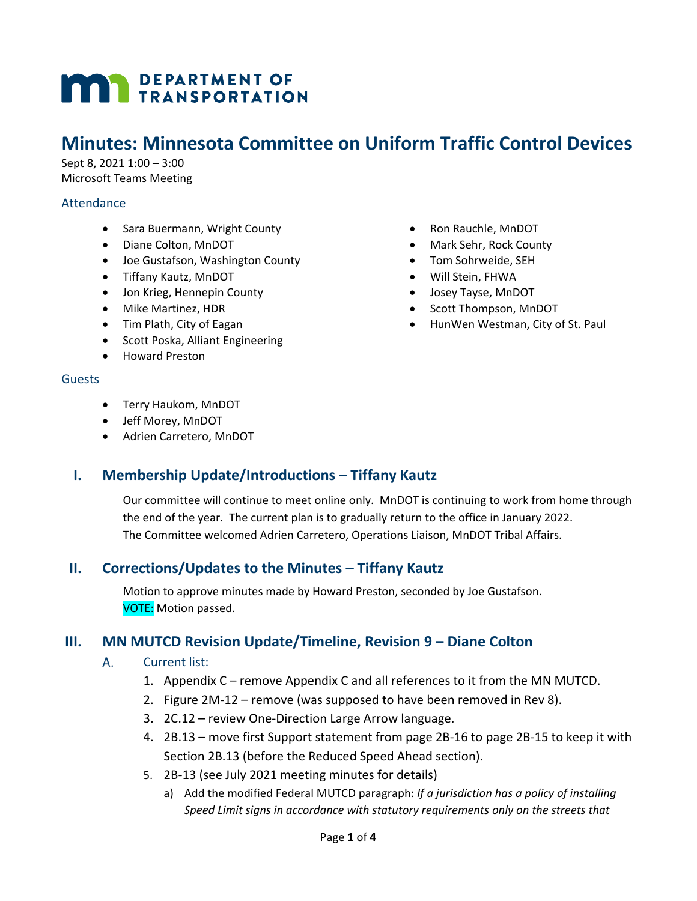DEPARTMENT OF TRANSPORTATION

# Minutes: Minnesota Committee on Uniform Traffic Control Devices

Sept 8, 2021 1:00 – 3:00
Microsoft Teams Meeting

### Attendance

- Sara Buermann, Wright County
- Diane Colton, MnDOT
- Joe Gustafson, Washington County
- Tiffany Kautz, MnDOT
- Jon Krieg, Hennepin County
- Mike Martinez, HDR
- Tim Plath, City of Eagan
- Scott Poska, Alliant Engineering
- Howard Preston
- Ron Rauchle, MnDOT
- Mark Sehr, Rock County
- Tom Sohrweide, SEH
- Will Stein, FHWA
- Josey Tayse, MnDOT
- Scott Thompson, MnDOT
- HunWen Westman, City of St. Paul

### Guests

- Terry Haukom, MnDOT
- Jeff Morey, MnDOT
- Adrien Carretero, MnDOT

## I. Membership Update/Introductions – Tiffany Kautz

Our committee will continue to meet online only. MnDOT is continuing to work from home through the end of the year. The current plan is to gradually return to the office in January 2022. The Committee welcomed Adrien Carretero, Operations Liaison, MnDOT Tribal Affairs.

## II. Corrections/Updates to the Minutes – Tiffany Kautz

Motion to approve minutes made by Howard Preston, seconded by Joe Gustafson.
VOTE: Motion passed.

## III. MN MUTCD Revision Update/Timeline, Revision 9 – Diane Colton

### A. Current list:

1. Appendix C – remove Appendix C and all references to it from the MN MUTCD.
2. Figure 2M-12 – remove (was supposed to have been removed in Rev 8).
3. 2C.12 – review One-Direction Large Arrow language.
4. 2B.13 – move first Support statement from page 2B-16 to page 2B-15 to keep it with Section 2B.13 (before the Reduced Speed Ahead section).
5. 2B-13 (see July 2021 meeting minutes for details)
   a) Add the modified Federal MUTCD paragraph: *If a jurisdiction has a policy of installing Speed Limit signs in accordance with statutory requirements only on the streets that*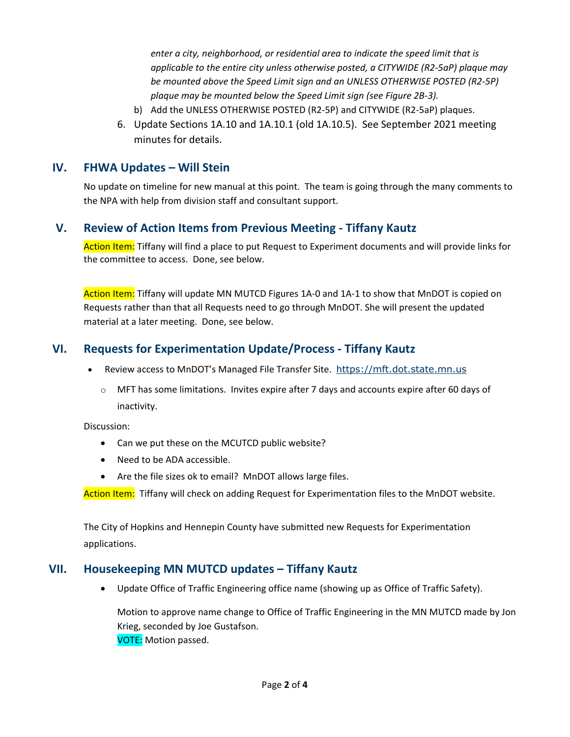*enter a city, neighborhood, or residential area to indicate the speed limit that is applicable to the entire city unless otherwise posted, a CITYWIDE (R2-5aP) plaque may be mounted above the Speed Limit sign and an UNLESS OTHERWISE POSTED (R2-5P) plaque may be mounted below the Speed Limit sign (see Figure 2B-3).*

b) Add the UNLESS OTHERWISE POSTED (R2-5P) and CITYWIDE (R2-5aP) plaques.

6. Update Sections 1A.10 and 1A.10.1 (old 1A.10.5). See September 2021 meeting minutes for details.

## IV. FHWA Updates – Will Stein

No update on timeline for new manual at this point. The team is going through the many comments to the NPA with help from division staff and consultant support.

## V. Review of Action Items from Previous Meeting - Tiffany Kautz

Action Item: Tiffany will find a place to put Request to Experiment documents and will provide links for the committee to access. Done, see below.

Action Item: Tiffany will update MN MUTCD Figures 1A-0 and 1A-1 to show that MnDOT is copied on Requests rather than that all Requests need to go through MnDOT. She will present the updated material at a later meeting. Done, see below.

## VI. Requests for Experimentation Update/Process - Tiffany Kautz

- Review access to MnDOT's Managed File Transfer Site. https://mft.dot.state.mn.us
  - MFT has some limitations. Invites expire after 7 days and accounts expire after 60 days of inactivity.

Discussion:

- Can we put these on the MCUTCD public website?
- Need to be ADA accessible.
- Are the file sizes ok to email? MnDOT allows large files.

Action Item: Tiffany will check on adding Request for Experimentation files to the MnDOT website.

The City of Hopkins and Hennepin County have submitted new Requests for Experimentation applications.

## VII. Housekeeping MN MUTCD updates – Tiffany Kautz

- Update Office of Traffic Engineering office name (showing up as Office of Traffic Safety).

  Motion to approve name change to Office of Traffic Engineering in the MN MUTCD made by Jon Krieg, seconded by Joe Gustafson.
  VOTE: Motion passed.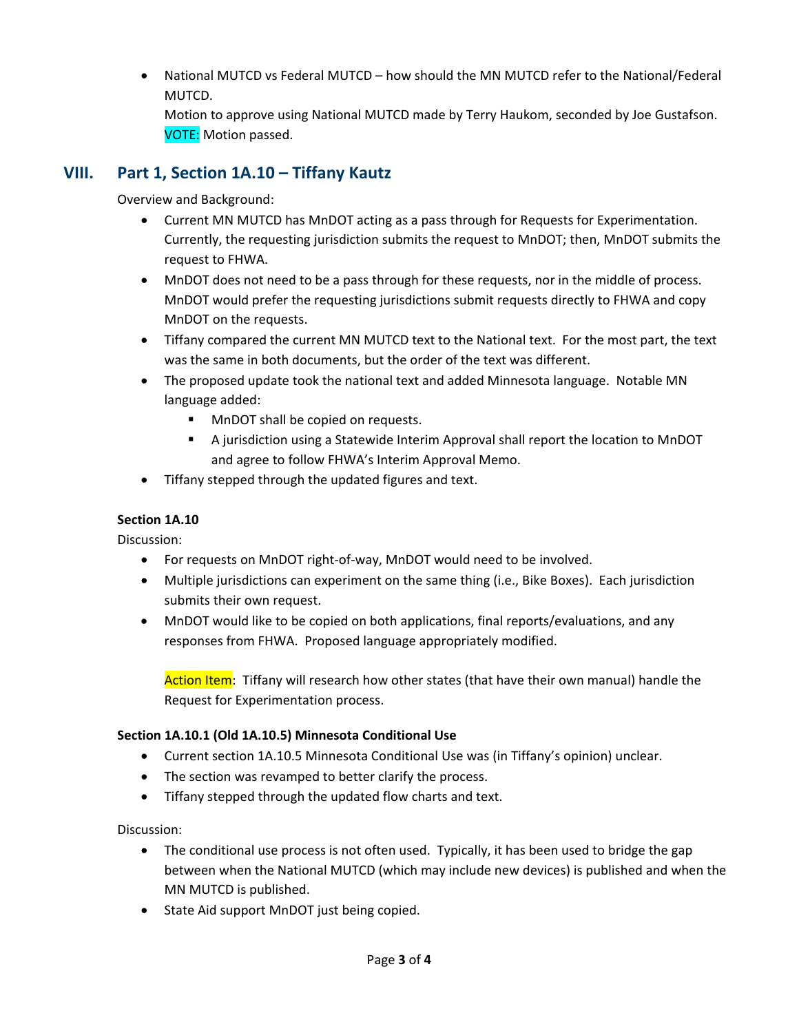- National MUTCD vs Federal MUTCD – how should the MN MUTCD refer to the National/Federal MUTCD.
  Motion to approve using National MUTCD made by Terry Haukom, seconded by Joe Gustafson.
  VOTE: Motion passed.

## VIII. Part 1, Section 1A.10 – Tiffany Kautz

Overview and Background:

- Current MN MUTCD has MnDOT acting as a pass through for Requests for Experimentation. Currently, the requesting jurisdiction submits the request to MnDOT; then, MnDOT submits the request to FHWA.
- MnDOT does not need to be a pass through for these requests, nor in the middle of process. MnDOT would prefer the requesting jurisdictions submit requests directly to FHWA and copy MnDOT on the requests.
- Tiffany compared the current MN MUTCD text to the National text. For the most part, the text was the same in both documents, but the order of the text was different.
- The proposed update took the national text and added Minnesota language. Notable MN language added:
  - MnDOT shall be copied on requests.
  - A jurisdiction using a Statewide Interim Approval shall report the location to MnDOT and agree to follow FHWA's Interim Approval Memo.
- Tiffany stepped through the updated figures and text.

**Section 1A.10**

Discussion:

- For requests on MnDOT right-of-way, MnDOT would need to be involved.
- Multiple jurisdictions can experiment on the same thing (i.e., Bike Boxes). Each jurisdiction submits their own request.
- MnDOT would like to be copied on both applications, final reports/evaluations, and any responses from FHWA. Proposed language appropriately modified.

  Action Item: Tiffany will research how other states (that have their own manual) handle the Request for Experimentation process.

**Section 1A.10.1 (Old 1A.10.5) Minnesota Conditional Use**

- Current section 1A.10.5 Minnesota Conditional Use was (in Tiffany's opinion) unclear.
- The section was revamped to better clarify the process.
- Tiffany stepped through the updated flow charts and text.

Discussion:

- The conditional use process is not often used. Typically, it has been used to bridge the gap between when the National MUTCD (which may include new devices) is published and when the MN MUTCD is published.
- State Aid support MnDOT just being copied.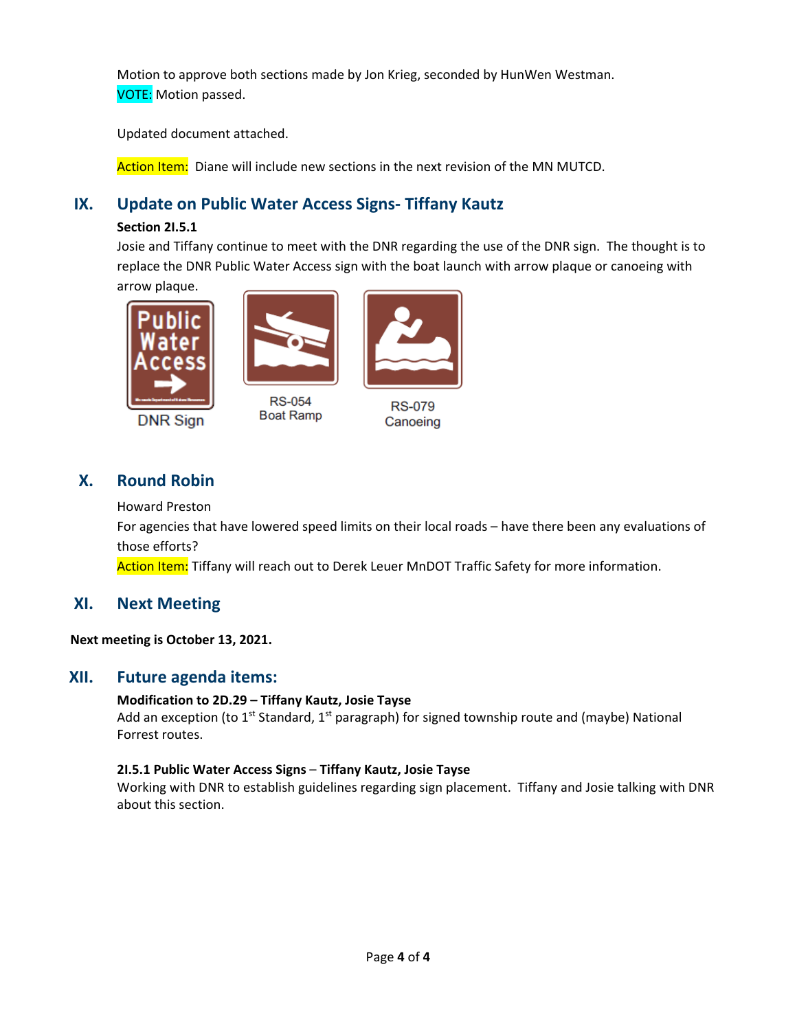Motion to approve both sections made by Jon Krieg, seconded by HunWen Westman.
VOTE: Motion passed.

Updated document attached.

Action Item: Diane will include new sections in the next revision of the MN MUTCD.

## IX. Update on Public Water Access Signs- Tiffany Kautz

**Section 2I.5.1**

Josie and Tiffany continue to meet with the DNR regarding the use of the DNR sign. The thought is to replace the DNR Public Water Access sign with the boat launch with arrow plaque or canoeing with arrow plaque.

DNR Sign

RS-054
Boat Ramp

RS-079
Canoeing

## X. Round Robin

Howard Preston

For agencies that have lowered speed limits on their local roads – have there been any evaluations of those efforts?

Action Item: Tiffany will reach out to Derek Leuer MnDOT Traffic Safety for more information.

## XI. Next Meeting

**Next meeting is October 13, 2021.**

## XII. Future agenda items:

**Modification to 2D.29 – Tiffany Kautz, Josie Tayse**

Add an exception (to 1st Standard, 1st paragraph) for signed township route and (maybe) National Forrest routes.

**2I.5.1 Public Water Access Signs – Tiffany Kautz, Josie Tayse**

Working with DNR to establish guidelines regarding sign placement. Tiffany and Josie talking with DNR about this section.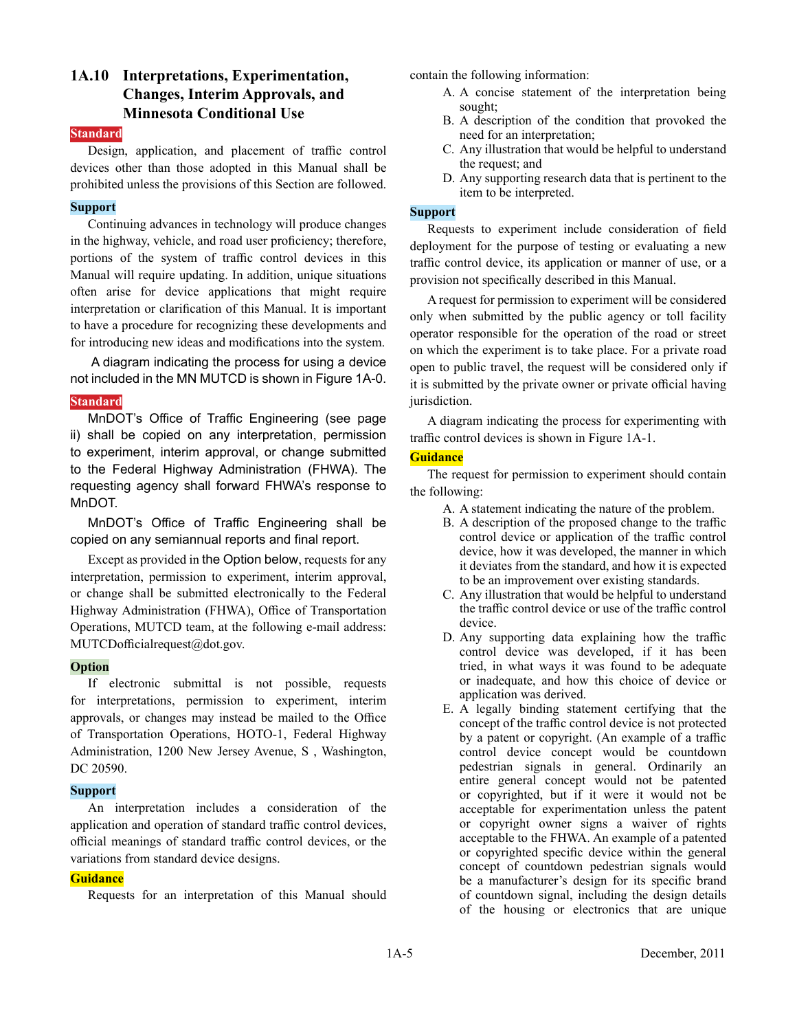## 1A.10 Interpretations, Experimentation, Changes, Interim Approvals, and Minnesota Conditional Use

**Standard**

Design, application, and placement of traffic control devices other than those adopted in this Manual shall be prohibited unless the provisions of this Section are followed.

**Support**

Continuing advances in technology will produce changes in the highway, vehicle, and road user proficiency; therefore, portions of the system of traffic control devices in this Manual will require updating. In addition, unique situations often arise for device applications that might require interpretation or clarification of this Manual. It is important to have a procedure for recognizing these developments and for introducing new ideas and modifications into the system.

A diagram indicating the process for using a device not included in the MN MUTCD is shown in Figure 1A-0.

**Standard**

MnDOT's Office of Traffic Engineering (see page ii) shall be copied on any interpretation, permission to experiment, interim approval, or change submitted to the Federal Highway Administration (FHWA). The requesting agency shall forward FHWA's response to MnDOT.

MnDOT's Office of Traffic Engineering shall be copied on any semiannual reports and final report.

Except as provided in the Option below, requests for any interpretation, permission to experiment, interim approval, or change shall be submitted electronically to the Federal Highway Administration (FHWA), Office of Transportation Operations, MUTCD team, at the following e-mail address: MUTCDofficialrequest@dot.gov.

**Option**

If electronic submittal is not possible, requests for interpretations, permission to experiment, interim approvals, or changes may instead be mailed to the Office of Transportation Operations, HOTO-1, Federal Highway Administration, 1200 New Jersey Avenue, S , Washington, DC 20590.

**Support**

An interpretation includes a consideration of the application and operation of standard traffic control devices, official meanings of standard traffic control devices, or the variations from standard device designs.

**Guidance**

Requests for an interpretation of this Manual should contain the following information:

A. A concise statement of the interpretation being sought;
B. A description of the condition that provoked the need for an interpretation;
C. Any illustration that would be helpful to understand the request; and
D. Any supporting research data that is pertinent to the item to be interpreted.

**Support**

Requests to experiment include consideration of field deployment for the purpose of testing or evaluating a new traffic control device, its application or manner of use, or a provision not specifically described in this Manual.

A request for permission to experiment will be considered only when submitted by the public agency or toll facility operator responsible for the operation of the road or street on which the experiment is to take place. For a private road open to public travel, the request will be considered only if it is submitted by the private owner or private official having jurisdiction.

A diagram indicating the process for experimenting with traffic control devices is shown in Figure 1A-1.

**Guidance**

The request for permission to experiment should contain the following:

A. A statement indicating the nature of the problem.
B. A description of the proposed change to the traffic control device or application of the traffic control device, how it was developed, the manner in which it deviates from the standard, and how it is expected to be an improvement over existing standards.
C. Any illustration that would be helpful to understand the traffic control device or use of the traffic control device.
D. Any supporting data explaining how the traffic control device was developed, if it has been tried, in what ways it was found to be adequate or inadequate, and how this choice of device or application was derived.
E. A legally binding statement certifying that the concept of the traffic control device is not protected by a patent or copyright. (An example of a traffic control device concept would be countdown pedestrian signals in general. Ordinarily an entire general concept would not be patented or copyrighted, but if it were it would not be acceptable for experimentation unless the patent or copyright owner signs a waiver of rights acceptable to the FHWA. An example of a patented or copyrighted specific device within the general concept of countdown pedestrian signals would be a manufacturer's design for its specific brand of countdown signal, including the design details of the housing or electronics that are unique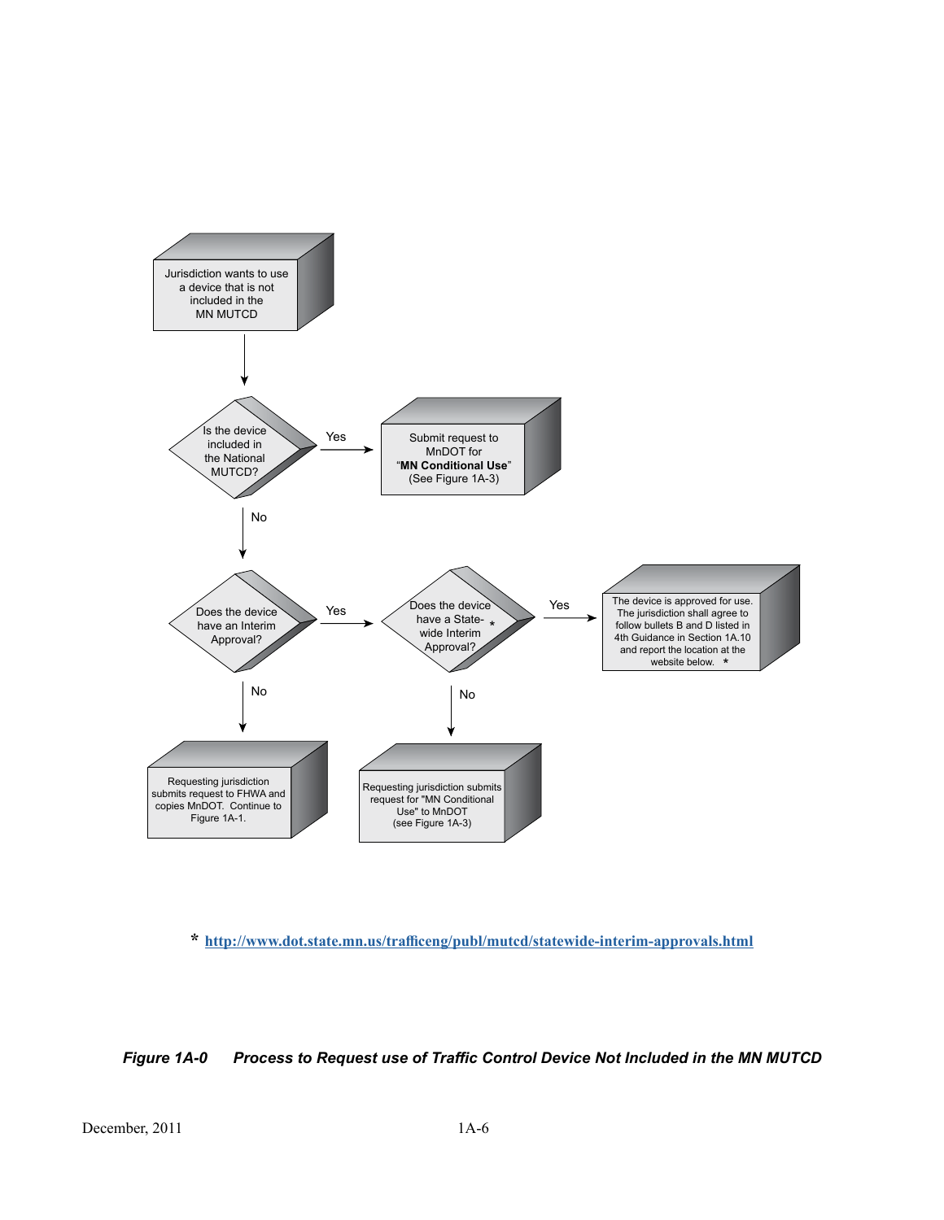Jurisdiction wants to use a device that is not included in the MN MUTCD

Is the device included in the National MUTCD?

- Yes → Submit request to MnDOT for "**MN Conditional Use**" (See Figure 1A-3)
- No → Does the device have an Interim Approval?
  - Yes → Does the device have a State-wide Interim Approval? *
    - Yes → The device is approved for use. The jurisdiction shall agree to follow bullets B and D listed in 4th Guidance in Section 1A.10 and report the location at the website below. *
    - No → Requesting jurisdiction submits request for "MN Conditional Use" to MnDOT (see Figure 1A-3)
  - No → Requesting jurisdiction submits request to FHWA and copies MnDOT. Continue to Figure 1A-1.

* http://www.dot.state.mn.us/trafficeng/publ/mutcd/statewide-interim-approvals.html

***Figure 1A-0 Process to Request use of Traffic Control Device Not Included in the MN MUTCD***

December, 2011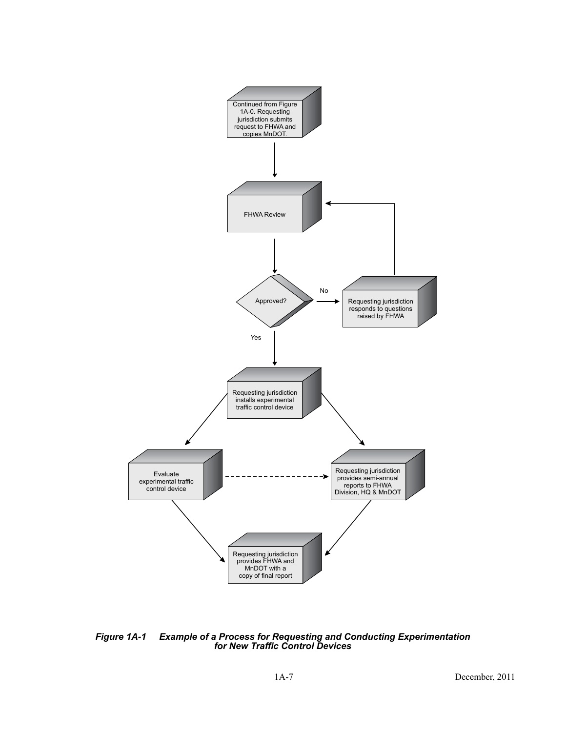Continued from Figure 1A-0. Requesting jurisdiction submits request to FHWA and copies MnDOT.

FHWA Review

Approved?

No

Requesting jurisdiction responds to questions raised by FHWA

Yes

Requesting jurisdiction installs experimental traffic control device

Evaluate experimental traffic control device

Requesting jurisdiction provides semi-annual reports to FHWA Division, HQ & MnDOT

Requesting jurisdiction provides FHWA and MnDOT with a copy of final report

***Figure 1A-1 Example of a Process for Requesting and Conducting Experimentation for New Traffic Control Devices***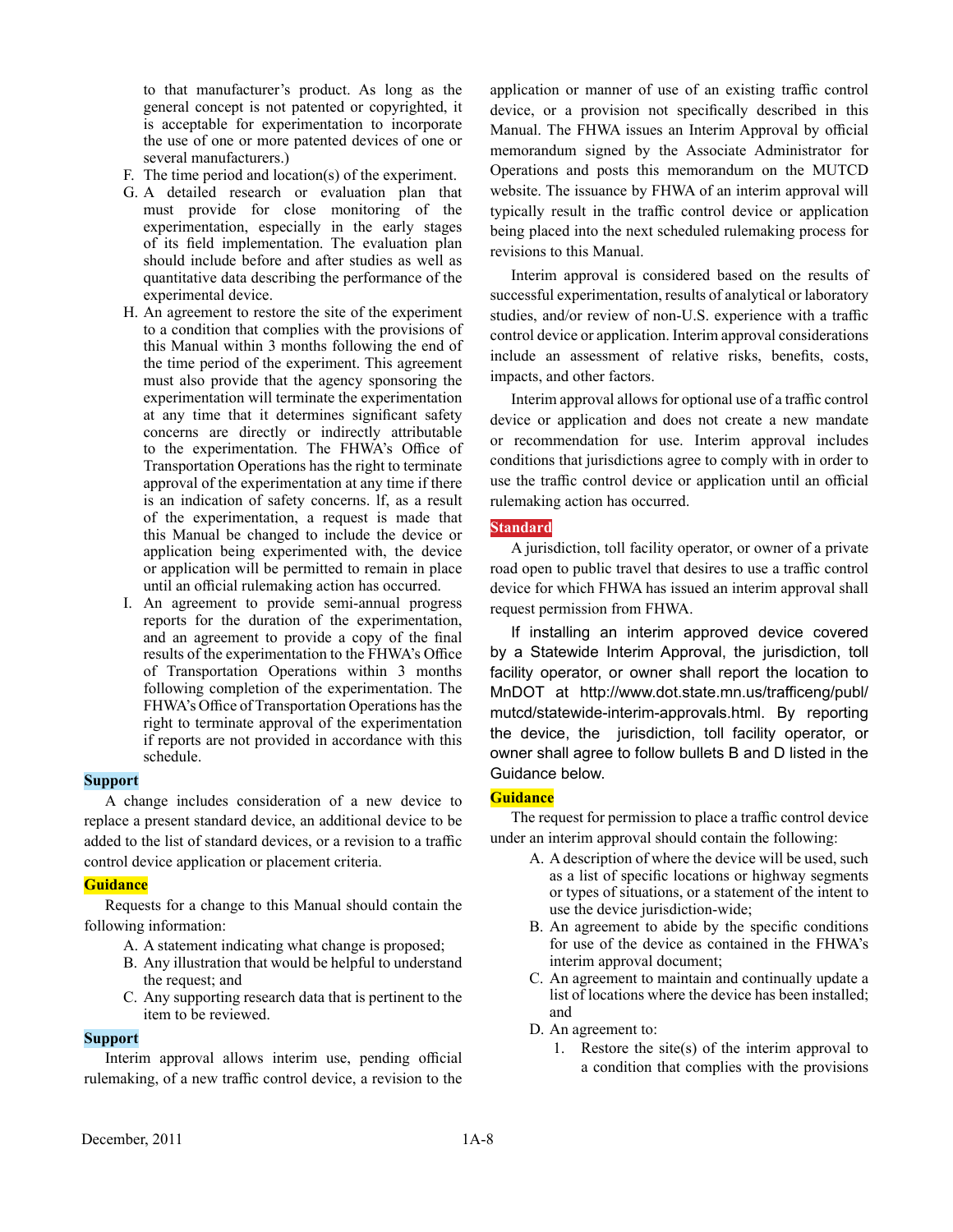to that manufacturer's product. As long as the general concept is not patented or copyrighted, it is acceptable for experimentation to incorporate the use of one or more patented devices of one or several manufacturers.)

F. The time period and location(s) of the experiment.

G. A detailed research or evaluation plan that must provide for close monitoring of the experimentation, especially in the early stages of its field implementation. The evaluation plan should include before and after studies as well as quantitative data describing the performance of the experimental device.

H. An agreement to restore the site of the experiment to a condition that complies with the provisions of this Manual within 3 months following the end of the time period of the experiment. This agreement must also provide that the agency sponsoring the experimentation will terminate the experimentation at any time that it determines significant safety concerns are directly or indirectly attributable to the experimentation. The FHWA's Office of Transportation Operations has the right to terminate approval of the experimentation at any time if there is an indication of safety concerns. If, as a result of the experimentation, a request is made that this Manual be changed to include the device or application being experimented with, the device or application will be permitted to remain in place until an official rulemaking action has occurred.

I. An agreement to provide semi-annual progress reports for the duration of the experimentation, and an agreement to provide a copy of the final results of the experimentation to the FHWA's Office of Transportation Operations within 3 months following completion of the experimentation. The FHWA's Office of Transportation Operations has the right to terminate approval of the experimentation if reports are not provided in accordance with this schedule.

**Support**

A change includes consideration of a new device to replace a present standard device, an additional device to be added to the list of standard devices, or a revision to a traffic control device application or placement criteria.

**Guidance**

Requests for a change to this Manual should contain the following information:

A. A statement indicating what change is proposed;
B. Any illustration that would be helpful to understand the request; and
C. Any supporting research data that is pertinent to the item to be reviewed.

**Support**

Interim approval allows interim use, pending official rulemaking, of a new traffic control device, a revision to the application or manner of use of an existing traffic control device, or a provision not specifically described in this Manual. The FHWA issues an Interim Approval by official memorandum signed by the Associate Administrator for Operations and posts this memorandum on the MUTCD website. The issuance by FHWA of an interim approval will typically result in the traffic control device or application being placed into the next scheduled rulemaking process for revisions to this Manual.

Interim approval is considered based on the results of successful experimentation, results of analytical or laboratory studies, and/or review of non-U.S. experience with a traffic control device or application. Interim approval considerations include an assessment of relative risks, benefits, costs, impacts, and other factors.

Interim approval allows for optional use of a traffic control device or application and does not create a new mandate or recommendation for use. Interim approval includes conditions that jurisdictions agree to comply with in order to use the traffic control device or application until an official rulemaking action has occurred.

**Standard**

A jurisdiction, toll facility operator, or owner of a private road open to public travel that desires to use a traffic control device for which FHWA has issued an interim approval shall request permission from FHWA.

If installing an interim approved device covered by a Statewide Interim Approval, the jurisdiction, toll facility operator, or owner shall report the location to MnDOT at http://www.dot.state.mn.us/trafficeng/publ/mutcd/statewide-interim-approvals.html. By reporting the device, the jurisdiction, toll facility operator, or owner shall agree to follow bullets B and D listed in the Guidance below.

**Guidance**

The request for permission to place a traffic control device under an interim approval should contain the following:

A. A description of where the device will be used, such as a list of specific locations or highway segments or types of situations, or a statement of the intent to use the device jurisdiction-wide;
B. An agreement to abide by the specific conditions for use of the device as contained in the FHWA's interim approval document;
C. An agreement to maintain and continually update a list of locations where the device has been installed; and
D. An agreement to:
   1. Restore the site(s) of the interim approval to a condition that complies with the provisions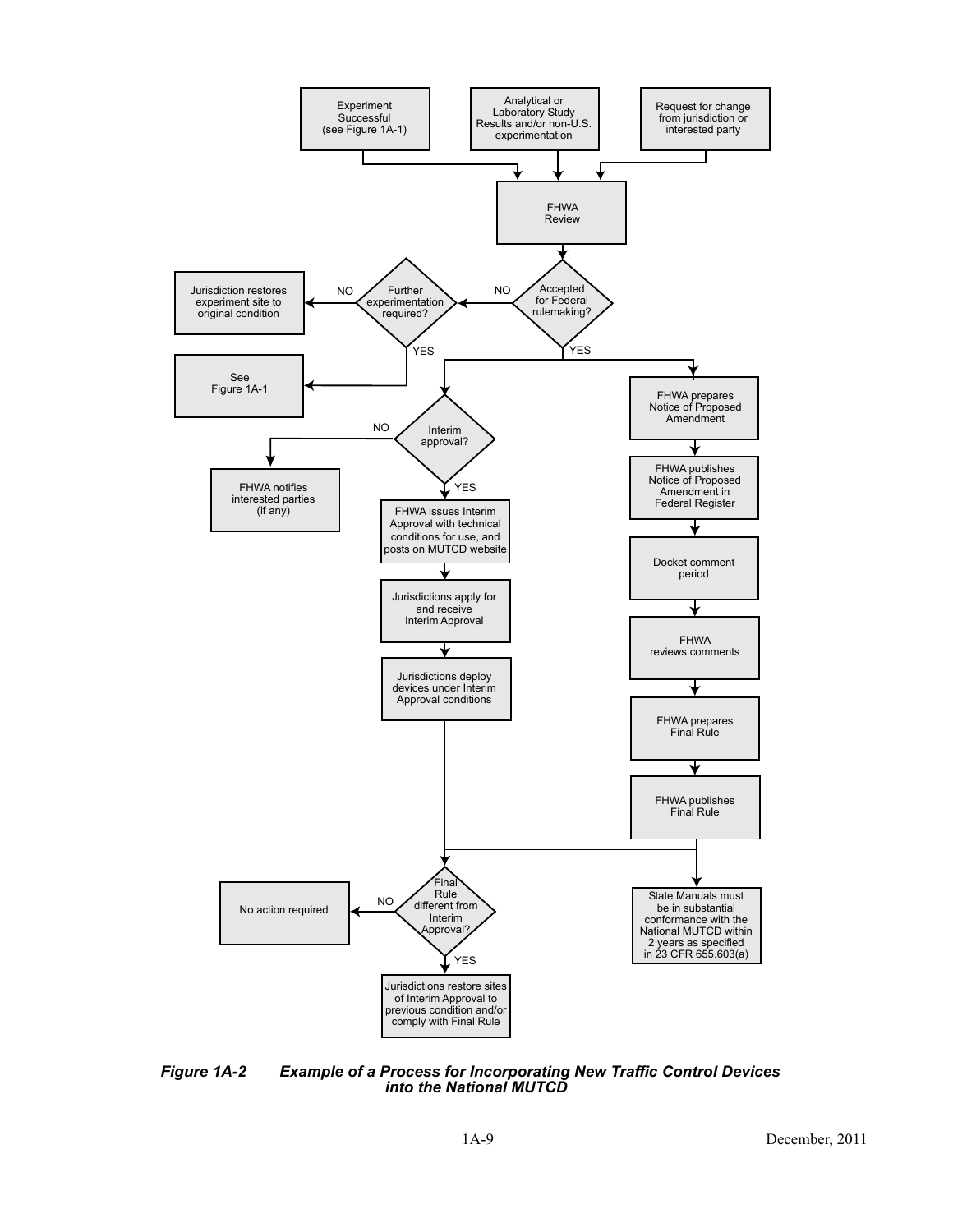Experiment Successful (see Figure 1A-1)

Analytical or Laboratory Study Results and/or non-U.S. experimentation

Request for change from jurisdiction or interested party

FHWA Review

Accepted for Federal rulemaking?

- NO → Further experimentation required?
  - NO → Jurisdiction restores experiment site to original condition
  - YES → See Figure 1A-1
- YES →
  - Interim approval?
    - NO → FHWA notifies interested parties (if any)
    - YES → FHWA issues Interim Approval with technical conditions for use, and posts on MUTCD website → Jurisdictions apply for and receive Interim Approval → Jurisdictions deploy devices under Interim Approval conditions
  - FHWA prepares Notice of Proposed Amendment → FHWA publishes Notice of Proposed Amendment in Federal Register → Docket comment period → FHWA reviews comments → FHWA prepares Final Rule → FHWA publishes Final Rule → State Manuals must be in substantial conformance with the National MUTCD within 2 years as specified in 23 CFR 655.603(a)

Final Rule different from Interim Approval?

- NO → No action required
- YES → Jurisdictions restore sites of Interim Approval to previous condition and/or comply with Final Rule

***Figure 1A-2 Example of a Process for Incorporating New Traffic Control Devices into the National MUTCD***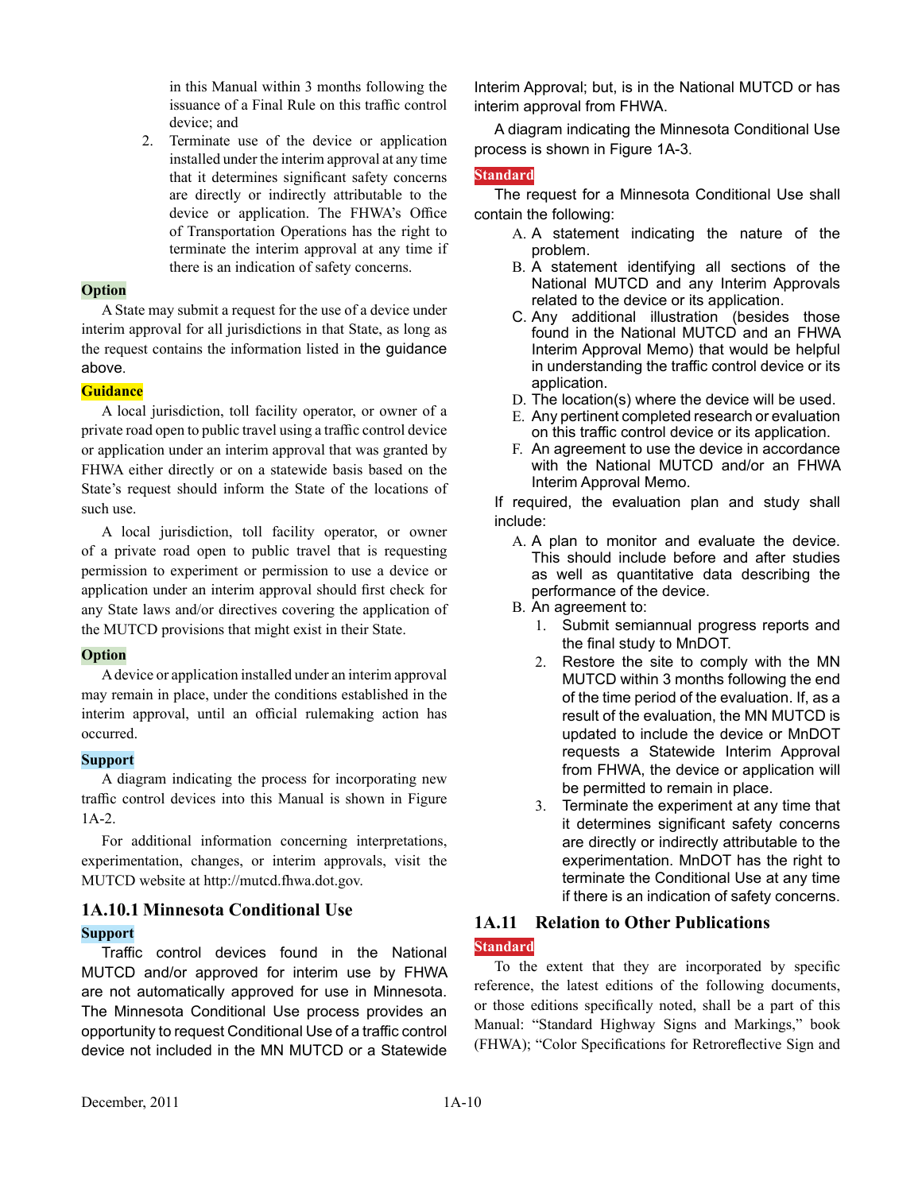in this Manual within 3 months following the issuance of a Final Rule on this traffic control device; and

2. Terminate use of the device or application installed under the interim approval at any time that it determines significant safety concerns are directly or indirectly attributable to the device or application. The FHWA's Office of Transportation Operations has the right to terminate the interim approval at any time if there is an indication of safety concerns.

**Option**

A State may submit a request for the use of a device under interim approval for all jurisdictions in that State, as long as the request contains the information listed in the guidance above.

**Guidance**

A local jurisdiction, toll facility operator, or owner of a private road open to public travel using a traffic control device or application under an interim approval that was granted by FHWA either directly or on a statewide basis based on the State's request should inform the State of the locations of such use.

A local jurisdiction, toll facility operator, or owner of a private road open to public travel that is requesting permission to experiment or permission to use a device or application under an interim approval should first check for any State laws and/or directives covering the application of the MUTCD provisions that might exist in their State.

**Option**

A device or application installed under an interim approval may remain in place, under the conditions established in the interim approval, until an official rulemaking action has occurred.

**Support**

A diagram indicating the process for incorporating new traffic control devices into this Manual is shown in Figure 1A-2.

For additional information concerning interpretations, experimentation, changes, or interim approvals, visit the MUTCD website at http://mutcd.fhwa.dot.gov.

### 1A.10.1 Minnesota Conditional Use

**Support**

Traffic control devices found in the National MUTCD and/or approved for interim use by FHWA are not automatically approved for use in Minnesota. The Minnesota Conditional Use process provides an opportunity to request Conditional Use of a traffic control device not included in the MN MUTCD or a Statewide Interim Approval; but, is in the National MUTCD or has interim approval from FHWA.

A diagram indicating the Minnesota Conditional Use process is shown in Figure 1A-3.

**Standard**

The request for a Minnesota Conditional Use shall contain the following:

A. A statement indicating the nature of the problem.
B. A statement identifying all sections of the National MUTCD and any Interim Approvals related to the device or its application.
C. Any additional illustration (besides those found in the National MUTCD and an FHWA Interim Approval Memo) that would be helpful in understanding the traffic control device or its application.
D. The location(s) where the device will be used.
E. Any pertinent completed research or evaluation on this traffic control device or its application.
F. An agreement to use the device in accordance with the National MUTCD and/or an FHWA Interim Approval Memo.

If required, the evaluation plan and study shall include:

A. A plan to monitor and evaluate the device. This should include before and after studies as well as quantitative data describing the performance of the device.
B. An agreement to:
    1. Submit semiannual progress reports and the final study to MnDOT.
    2. Restore the site to comply with the MN MUTCD within 3 months following the end of the time period of the evaluation. If, as a result of the evaluation, the MN MUTCD is updated to include the device or MnDOT requests a Statewide Interim Approval from FHWA, the device or application will be permitted to remain in place.
    3. Terminate the experiment at any time that it determines significant safety concerns are directly or indirectly attributable to the experimentation. MnDOT has the right to terminate the Conditional Use at any time if there is an indication of safety concerns.

## 1A.11 Relation to Other Publications

**Standard**

To the extent that they are incorporated by specific reference, the latest editions of the following documents, or those editions specifically noted, shall be a part of this Manual: "Standard Highway Signs and Markings," book (FHWA); "Color Specifications for Retroreflective Sign and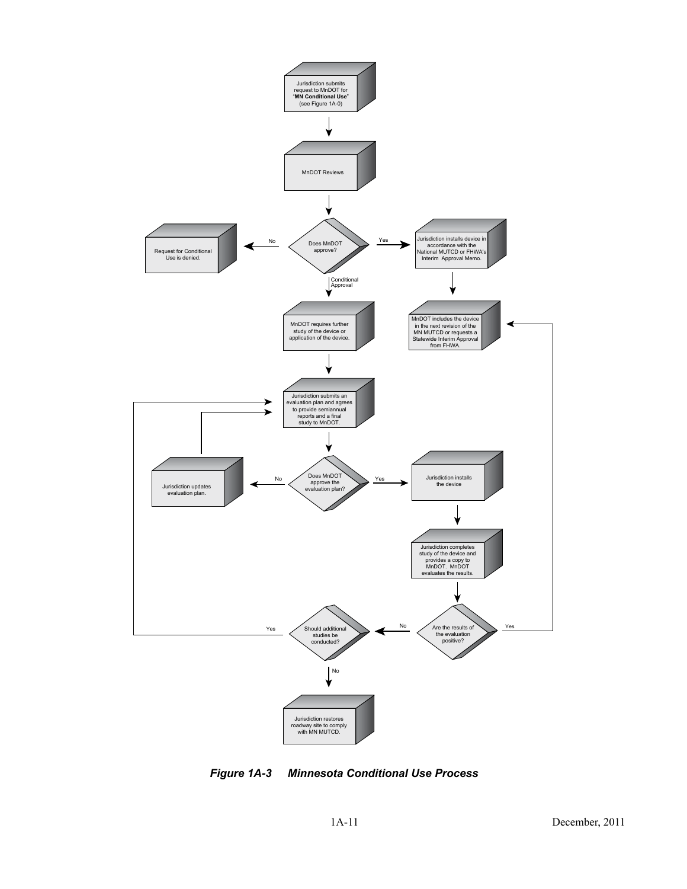Jurisdiction submits request to MnDOT for "**MN Conditional Use**" (see Figure 1A-0)

MnDOT Reviews

Does MnDOT approve?

No

Request for Conditional Use is denied.

Yes

Jurisdiction installs device in accordance with the National MUTCD or FHWA's Interim Approval Memo.

MnDOT includes the device in the next revision of the MN MUTCD or requests a Statewide Interim Approval from FHWA.

Conditional Approval

MnDOT requires further study of the device or application of the device.

Jurisdiction submits an evaluation plan and agrees to provide semiannual reports and a final study to MnDOT.

Does MnDOT approve the evaluation plan?

No

Jurisdiction updates evaluation plan.

Yes

Jurisdiction installs the device

Jurisdiction completes study of the device and provides a copy to MnDOT. MnDOT evaluates the results.

Are the results of the evaluation positive?

Yes

No

Should additional studies be conducted?

Yes

No

Jurisdiction restores roadway site to comply with MN MUTCD.

***Figure 1A-3 Minnesota Conditional Use Process***